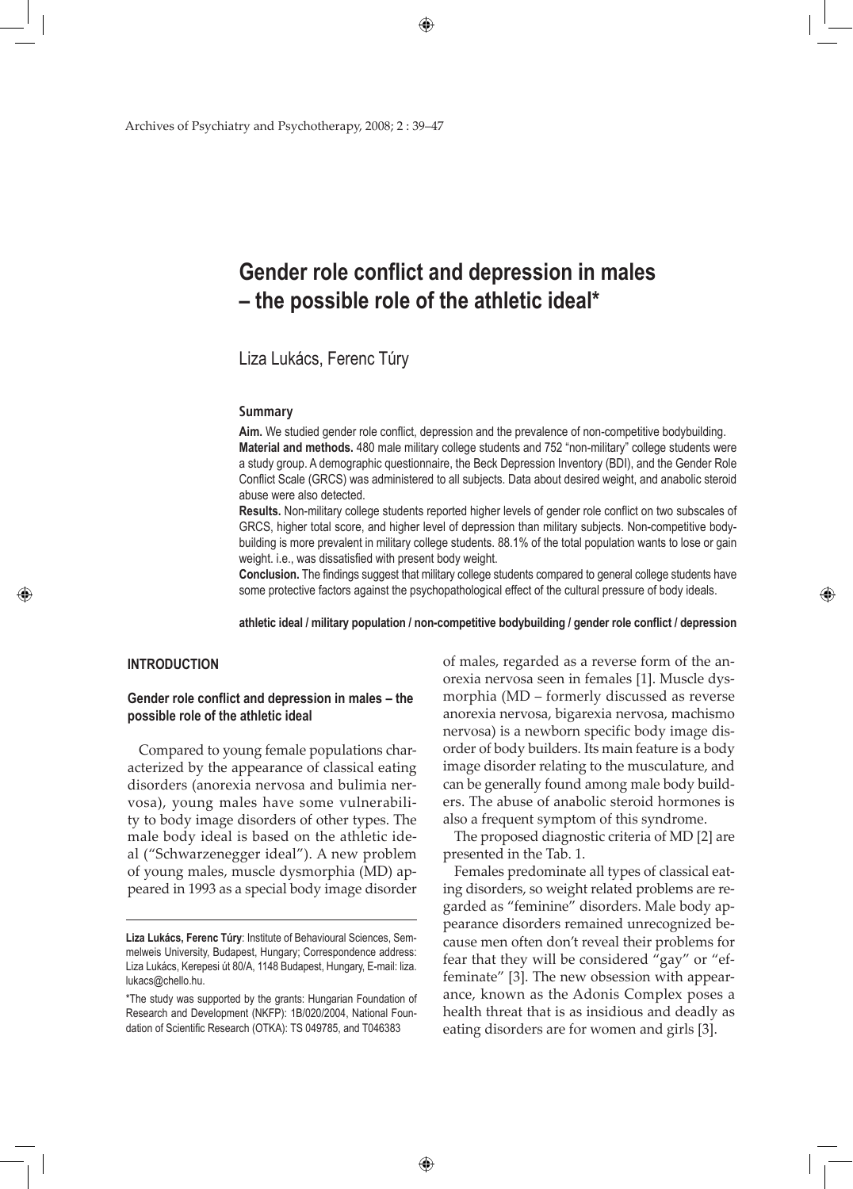# Gender role conflict and depression in males – the possible role of the athletic ideal*

Liza Lukács, Ferenc Túry

## Summary

**Aim.** We studied gender role conflict, depression and the prevalence of non-competitive bodybuilding.

**Material and methods.** 480 male military college students and 752 "non-military" college students were a study group. A demographic questionnaire, the Beck Depression Inventory (BDI), and the Gender Role Conflict Scale (GRCS) was administered to all subjects. Data about desired weight, and anabolic steroid abuse were also detected.

**Results.** Non-military college students reported higher levels of gender role conflict on two subscales of GRCS, higher total score, and higher level of depression than military subjects. Non-competitive body-building is more prevalent in military college students. 88.1% of the total population wants to lose or gain weight. i.e., was dissatisfied with present body weight.

**Conclusion.** The findings suggest that military college students compared to general college students have some protective factors against the psychopathological effect of the cultural pressure of body ideals.

**athletic ideal / military population / non-competitive bodybuilding / gender role conflict / depression**

## INTRODUCTION

### Gender role conflict and depression in males – the possible role of the athletic ideal

Compared to young female populations characterized by the appearance of classical eating disorders (anorexia nervosa and bulimia nervosa), young males have some vulnerability to body image disorders of other types. The male body ideal is based on the athletic ideal ("Schwarzenegger ideal"). A new problem of young males, muscle dysmorphia (MD) appeared in 1993 as a special body image disorder of males, regarded as a reverse form of the anorexia nervosa seen in females [1]. Muscle dysmorphia (MD – formerly discussed as reverse anorexia nervosa, bigarexia nervosa, machismo nervosa) is a newborn specific body image disorder of body builders. Its main feature is a body image disorder relating to the musculature, and can be generally found among male body builders. The abuse of anabolic steroid hormones is also a frequent symptom of this syndrome.

The proposed diagnostic criteria of MD [2] are presented in the Tab. 1.

Females predominate all types of classical eating disorders, so weight related problems are regarded as "feminine" disorders. Male body appearance disorders remained unrecognized because men often don't reveal their problems for fear that they will be considered "gay" or "effeminate" [3]. The new obsession with appearance, known as the Adonis Complex poses a health threat that is as insidious and deadly as eating disorders are for women and girls [3].

---

**Liza Lukács, Ferenc Túry**: Institute of Behavioural Sciences, Semmelweis University, Budapest, Hungary; Correspondence address: Liza Lukács, Kerepesi út 80/A, 1148 Budapest, Hungary, E-mail: liza.lukacs@chello.hu.

*The study was supported by the grants: Hungarian Foundation of Research and Development (NKFP): 1B/020/2004, National Foundation of Scientific Research (OTKA): TS 049785, and T046383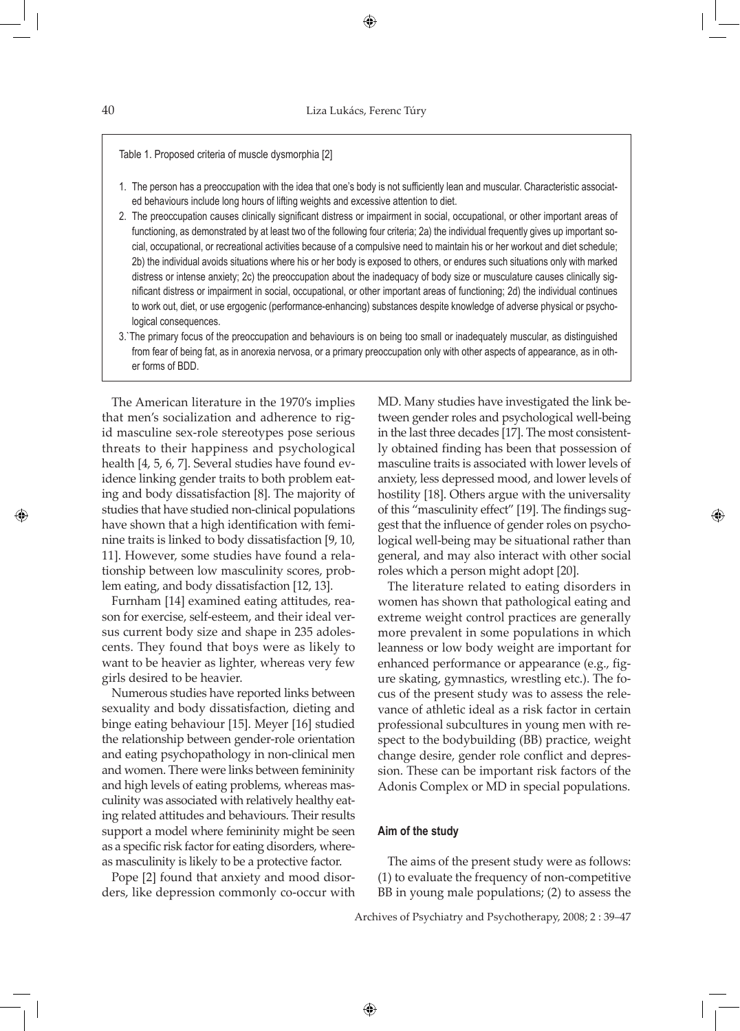Table 1. Proposed criteria of muscle dysmorphia [2]

1. The person has a preoccupation with the idea that one's body is not sufficiently lean and muscular. Characteristic associated behaviours include long hours of lifting weights and excessive attention to diet.
2. The preoccupation causes clinically significant distress or impairment in social, occupational, or other important areas of functioning, as demonstrated by at least two of the following four criteria; 2a) the individual frequently gives up important social, occupational, or recreational activities because of a compulsive need to maintain his or her workout and diet schedule; 2b) the individual avoids situations where his or her body is exposed to others, or endures such situations only with marked distress or intense anxiety; 2c) the preoccupation about the inadequacy of body size or musculature causes clinically significant distress or impairment in social, occupational, or other important areas of functioning; 2d) the individual continues to work out, diet, or use ergogenic (performance-enhancing) substances despite knowledge of adverse physical or psychological consequences.
3. The primary focus of the preoccupation and behaviours is on being too small or inadequately muscular, as distinguished from fear of being fat, as in anorexia nervosa, or a primary preoccupation only with other aspects of appearance, as in other forms of BDD.

The American literature in the 1970's implies that men's socialization and adherence to rigid masculine sex-role stereotypes pose serious threats to their happiness and psychological health [4, 5, 6, 7]. Several studies have found evidence linking gender traits to both problem eating and body dissatisfaction [8]. The majority of studies that have studied non-clinical populations have shown that a high identification with feminine traits is linked to body dissatisfaction [9, 10, 11]. However, some studies have found a relationship between low masculinity scores, problem eating, and body dissatisfaction [12, 13].

Furnham [14] examined eating attitudes, reason for exercise, self-esteem, and their ideal versus current body size and shape in 235 adolescents. They found that boys were as likely to want to be heavier as lighter, whereas very few girls desired to be heavier.

Numerous studies have reported links between sexuality and body dissatisfaction, dieting and binge eating behaviour [15]. Meyer [16] studied the relationship between gender-role orientation and eating psychopathology in non-clinical men and women. There were links between femininity and high levels of eating problems, whereas masculinity was associated with relatively healthy eating related attitudes and behaviours. Their results support a model where femininity might be seen as a specific risk factor for eating disorders, whereas masculinity is likely to be a protective factor.

Pope [2] found that anxiety and mood disorders, like depression commonly co-occur with MD. Many studies have investigated the link between gender roles and psychological well-being in the last three decades [17]. The most consistently obtained finding has been that possession of masculine traits is associated with lower levels of anxiety, less depressed mood, and lower levels of hostility [18]. Others argue with the universality of this "masculinity effect" [19]. The findings suggest that the influence of gender roles on psychological well-being may be situational rather than general, and may also interact with other social roles which a person might adopt [20].

The literature related to eating disorders in women has shown that pathological eating and extreme weight control practices are generally more prevalent in some populations in which leanness or low body weight are important for enhanced performance or appearance (e.g., figure skating, gymnastics, wrestling etc.). The focus of the present study was to assess the relevance of athletic ideal as a risk factor in certain professional subcultures in young men with respect to the bodybuilding (BB) practice, weight change desire, gender role conflict and depression. These can be important risk factors of the Adonis Complex or MD in special populations.

## Aim of the study

The aims of the present study were as follows: (1) to evaluate the frequency of non-competitive BB in young male populations; (2) to assess the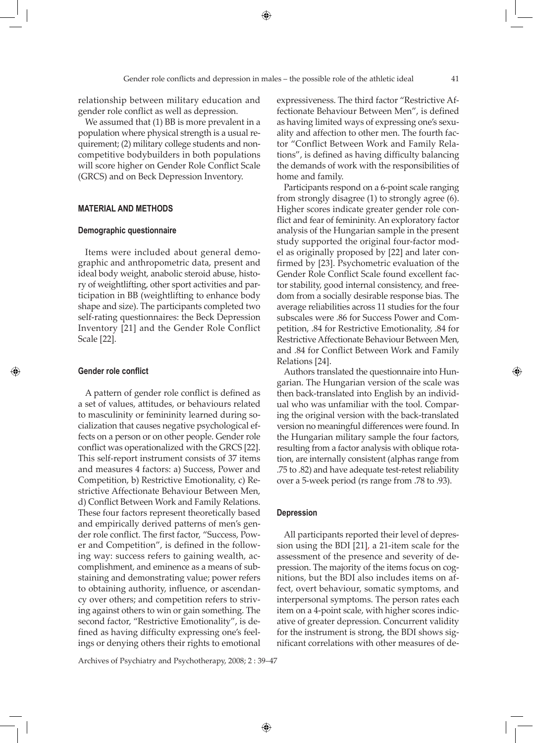relationship between military education and gender role conflict as well as depression.

We assumed that (1) BB is more prevalent in a population where physical strength is a usual requirement; (2) military college students and noncompetitive bodybuilders in both populations will score higher on Gender Role Conflict Scale (GRCS) and on Beck Depression Inventory.

## MATERIAL AND METHODS

### Demographic questionnaire

Items were included about general demographic and anthropometric data, present and ideal body weight, anabolic steroid abuse, history of weightlifting, other sport activities and participation in BB (weightlifting to enhance body shape and size). The participants completed two self-rating questionnaires: the Beck Depression Inventory [21] and the Gender Role Conflict Scale [22].

### Gender role conflict

A pattern of gender role conflict is defined as a set of values, attitudes, or behaviours related to masculinity or femininity learned during socialization that causes negative psychological effects on a person or on other people. Gender role conflict was operationalized with the GRCS [22]. This self-report instrument consists of 37 items and measures 4 factors: a) Success, Power and Competition, b) Restrictive Emotionality, c) Restrictive Affectionate Behaviour Between Men, d) Conflict Between Work and Family Relations. These four factors represent theoretically based and empirically derived patterns of men's gender role conflict. The first factor, "Success, Power and Competition", is defined in the following way: success refers to gaining wealth, accomplishment, and eminence as a means of substaining and demonstrating value; power refers to obtaining authority, influence, or ascendancy over others; and competition refers to striving against others to win or gain something. The second factor, "Restrictive Emotionality", is defined as having difficulty expressing one's feelings or denying others their rights to emotional expressiveness. The third factor "Restrictive Affectionate Behaviour Between Men", is defined as having limited ways of expressing one's sexuality and affection to other men. The fourth factor "Conflict Between Work and Family Relations", is defined as having difficulty balancing the demands of work with the responsibilities of home and family.

Participants respond on a 6-point scale ranging from strongly disagree (1) to strongly agree (6). Higher scores indicate greater gender role conflict and fear of femininity. An exploratory factor analysis of the Hungarian sample in the present study supported the original four-factor model as originally proposed by [22] and later confirmed by [23]. Psychometric evaluation of the Gender Role Conflict Scale found excellent factor stability, good internal consistency, and freedom from a socially desirable response bias. The average reliabilities across 11 studies for the four subscales were .86 for Success Power and Competition, .84 for Restrictive Emotionality, .84 for Restrictive Affectionate Behaviour Between Men, and .84 for Conflict Between Work and Family Relations [24].

Authors translated the questionnaire into Hungarian. The Hungarian version of the scale was then back-translated into English by an individual who was unfamiliar with the tool. Comparing the original version with the back-translated version no meaningful differences were found. In the Hungarian military sample the four factors, resulting from a factor analysis with oblique rotation, are internally consistent (alphas range from .75 to .82) and have adequate test-retest reliability over a 5-week period (rs range from .78 to .93).

### Depression

All participants reported their level of depression using the BDI [21], a 21-item scale for the assessment of the presence and severity of depression. The majority of the items focus on cognitions, but the BDI also includes items on affect, overt behaviour, somatic symptoms, and interpersonal symptoms. The person rates each item on a 4-point scale, with higher scores indicative of greater depression. Concurrent validity for the instrument is strong, the BDI shows significant correlations with other measures of de-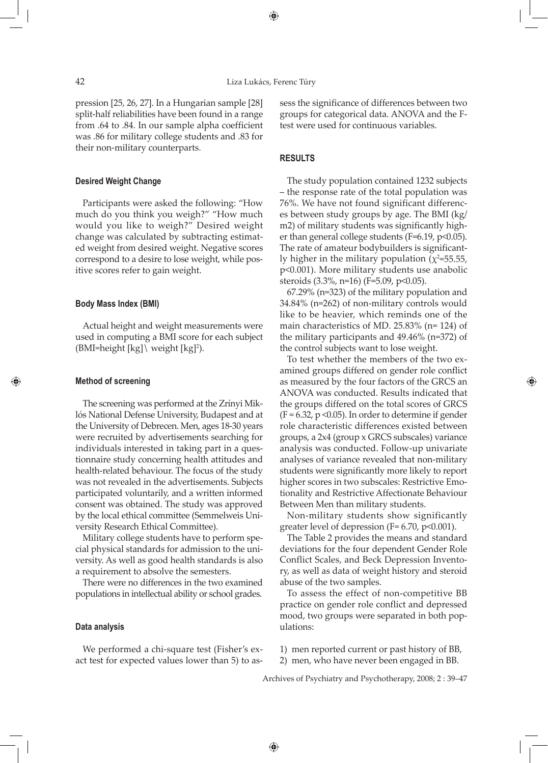pression [25, 26, 27]. In a Hungarian sample [28] split-half reliabilities have been found in a range from .64 to .84. In our sample alpha coefficient was .86 for military college students and .83 for their non-military counterparts.

### Desired Weight Change

Participants were asked the following: "How much do you think you weigh?" "How much would you like to weigh?" Desired weight change was calculated by subtracting estimated weight from desired weight. Negative scores correspond to a desire to lose weight, while positive scores refer to gain weight.

### Body Mass Index (BMI)

Actual height and weight measurements were used in computing a BMI score for each subject (BMI=height [kg]\ weight [kg]$^2$).

### Method of screening

The screening was performed at the Zrínyi Miklós National Defense University, Budapest and at the University of Debrecen. Men, ages 18-30 years were recruited by advertisements searching for individuals interested in taking part in a questionnaire study concerning health attitudes and health-related behaviour. The focus of the study was not revealed in the advertisements. Subjects participated voluntarily, and a written informed consent was obtained. The study was approved by the local ethical committee (Semmelweis University Research Ethical Committee).

Military college students have to perform special physical standards for admission to the university. As well as good health standards is also a requirement to absolve the semesters.

There were no differences in the two examined populations in intellectual ability or school grades.

### Data analysis

We performed a chi-square test (Fisher's exact test for expected values lower than 5) to assess the significance of differences between two groups for categorical data. ANOVA and the F-test were used for continuous variables.

## RESULTS

The study population contained 1232 subjects – the response rate of the total population was 76%. We have not found significant differences between study groups by age. The BMI (kg/m2) of military students was significantly higher than general college students ($F=6.19$, $p<0.05$). The rate of amateur bodybuilders is significantly higher in the military population ($\chi^2=55.55$, $p<0.001$). More military students use anabolic steroids (3.3%, n=16) ($F=5.09$, $p<0.05$).

67.29% (n=323) of the military population and 34.84% (n=262) of non-military controls would like to be heavier, which reminds one of the main characteristics of MD. 25.83% (n= 124) of the military participants and 49.46% (n=372) of the control subjects want to lose weight.

To test whether the members of the two examined groups differed on gender role conflict as measured by the four factors of the GRCS an ANOVA was conducted. Results indicated that the groups differed on the total scores of GRCS ($F = 6.32$, $p<0.05$). In order to determine if gender role characteristic differences existed between groups, a 2x4 (group x GRCS subscales) variance analysis was conducted. Follow-up univariate analyses of variance revealed that non-military students were significantly more likely to report higher scores in two subscales: Restrictive Emotionality and Restrictive Affectionate Behaviour Between Men than military students.

Non-military students show significantly greater level of depression ($F= 6.70$, $p<0.001$).

The Table 2 provides the means and standard deviations for the four dependent Gender Role Conflict Scales, and Beck Depression Inventory, as well as data of weight history and steroid abuse of the two samples.

To assess the effect of non-competitive BB practice on gender role conflict and depressed mood, two groups were separated in both populations:

1) men reported current or past history of BB,
2) men, who have never been engaged in BB.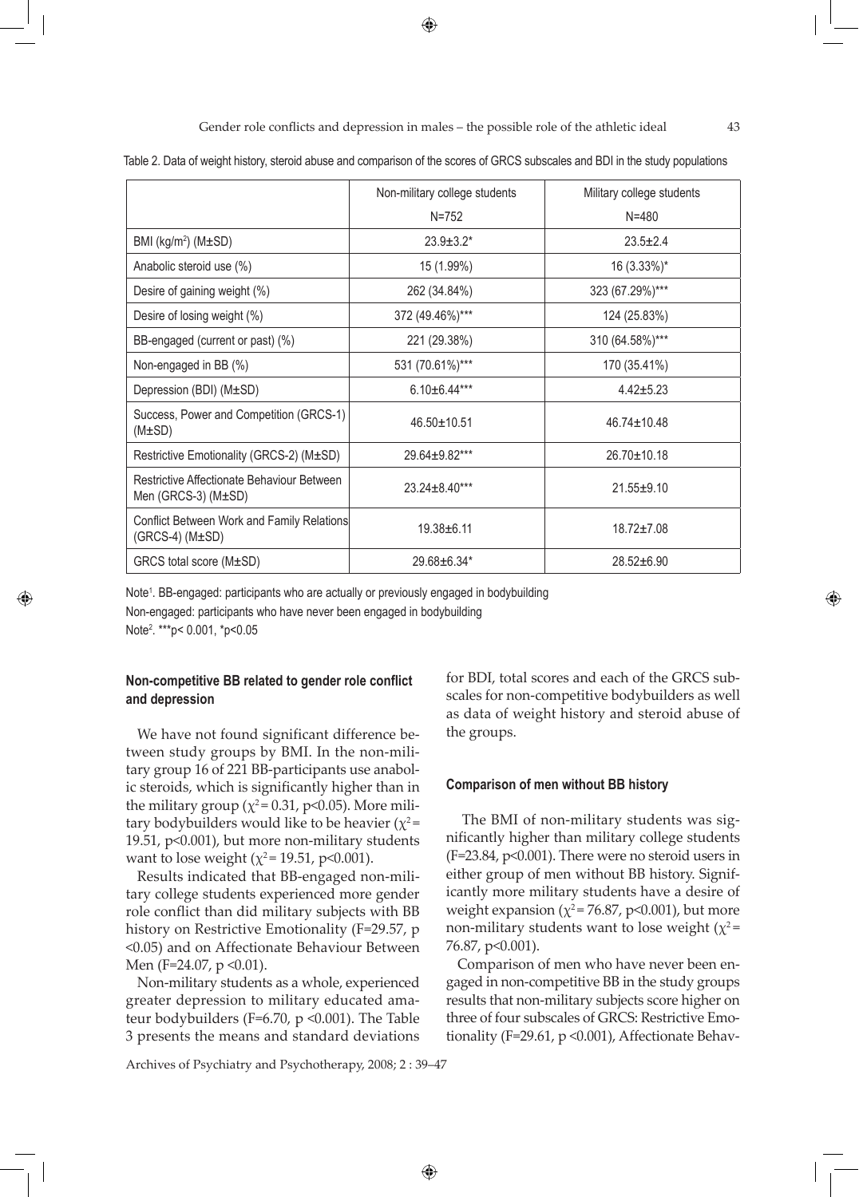Table 2. Data of weight history, steroid abuse and comparison of the scores of GRCS subscales and BDI in the study populations

| | Non-military college students<br>N=752 | Military college students<br>N=480 |
|---|---|---|
| BMI (kg/m$^2$) (M±SD) | 23.9±3.2* | 23.5±2.4 |
| Anabolic steroid use (%) | 15 (1.99%) | 16 (3.33%)* |
| Desire of gaining weight (%) | 262 (34.84%) | 323 (67.29%)*** |
| Desire of losing weight (%) | 372 (49.46%)*** | 124 (25.83%) |
| BB-engaged (current or past) (%) | 221 (29.38%) | 310 (64.58%)*** |
| Non-engaged in BB (%) | 531 (70.61%)*** | 170 (35.41%) |
| Depression (BDI) (M±SD) | 6.10±6.44*** | 4.42±5.23 |
| Success, Power and Competition (GRCS-1) (M±SD) | 46.50±10.51 | 46.74±10.48 |
| Restrictive Emotionality (GRCS-2) (M±SD) | 29.64±9.82*** | 26.70±10.18 |
| Restrictive Affectionate Behaviour Between Men (GRCS-3) (M±SD) | 23.24±8.40*** | 21.55±9.10 |
| Conflict Between Work and Family Relations (GRCS-4) (M±SD) | 19.38±6.11 | 18.72±7.08 |
| GRCS total score (M±SD) | 29.68±6.34* | 28.52±6.90 |

Note[1]. BB-engaged: participants who are actually or previously engaged in bodybuilding
Non-engaged: participants who have never been engaged in bodybuilding
Note[2]. ***p< 0.001, *p<0.05

#### Non-competitive BB related to gender role conflict and depression

We have not found significant difference between study groups by BMI. In the non-military group 16 of 221 BB-participants use anabolic steroids, which is significantly higher than in the military group ($\chi^2 = 0.31$, $p<0.05$). More military bodybuilders would like to be heavier ($\chi^2 = 19.51$, $p<0.001$), but more non-military students want to lose weight ($\chi^2 = 19.51$, $p<0.001$).

Results indicated that BB-engaged non-military college students experienced more gender role conflict than did military subjects with BB history on Restrictive Emotionality ($F=29.57$, $p<0.05$) and on Affectionate Behaviour Between Men ($F=24.07$, $p<0.01$).

Non-military students as a whole, experienced greater depression to military educated amateur bodybuilders ($F=6.70$, $p<0.001$). The Table 3 presents the means and standard deviations for BDI, total scores and each of the GRCS subscales for non-competitive bodybuilders as well as data of weight history and steroid abuse of the groups.

#### Comparison of men without BB history

The BMI of non-military students was significantly higher than military college students ($F=23.84$, $p<0.001$). There were no steroid users in either group of men without BB history. Significantly more military students have a desire of weight expansion ($\chi^2 = 76.87$, $p<0.001$), but more non-military students want to lose weight ($\chi^2 = 76.87$, $p<0.001$).

Comparison of men who have never been engaged in non-competitive BB in the study groups results that non-military subjects score higher on three of four subscales of GRCS: Restrictive Emotionality ($F=29.61$, $p<0.001$), Affectionate Behav-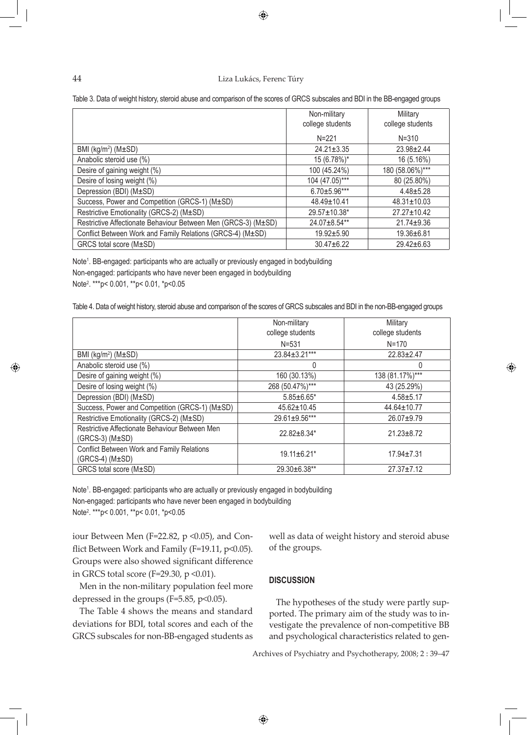Table 3. Data of weight history, steroid abuse and comparison of the scores of GRCS subscales and BDI in the BB-engaged groups

| | Non-military college students N=221 | Military college students N=310 |
|---|---|---|
| BMI (kg/m²) (M±SD) | 24.21±3.35 | 23.98±2.44 |
| Anabolic steroid use (%) | 15 (6.78%)* | 16 (5.16%) |
| Desire of gaining weight (%) | 100 (45.24%) | 180 (58.06%)*** |
| Desire of losing weight (%) | 104 (47.05)*** | 80 (25.80%) |
| Depression (BDI) (M±SD) | 6.70±5.96*** | 4.48±5.28 |
| Success, Power and Competition (GRCS-1) (M±SD) | 48.49±10.41 | 48.31±10.03 |
| Restrictive Emotionality (GRCS-2) (M±SD) | 29.57±10.38* | 27.27±10.42 |
| Restrictive Affectionate Behaviour Between Men (GRCS-3) (M±SD) | 24.07±8.54** | 21.74±9.36 |
| Conflict Between Work and Family Relations (GRCS-4) (M±SD) | 19.92±5.90 | 19.36±6.81 |
| GRCS total score (M±SD) | 30.47±6.22 | 29.42±6.63 |

Note[1]. BB-engaged: participants who are actually or previously engaged in bodybuilding
Non-engaged: participants who have never been engaged in bodybuilding
Note[2]. ***p< 0.001, **p< 0.01, *p<0.05

Table 4. Data of weight history, steroid abuse and comparison of the scores of GRCS subscales and BDI in the non-BB-engaged groups

| | Non-military college students N=531 | Military college students N=170 |
|---|---|---|
| BMI (kg/m²) (M±SD) | 23.84±3.21*** | 22.83±2.47 |
| Anabolic steroid use (%) | 0 | 0 |
| Desire of gaining weight (%) | 160 (30.13%) | 138 (81.17%)*** |
| Desire of losing weight (%) | 268 (50.47%)*** | 43 (25.29%) |
| Depression (BDI) (M±SD) | 5.85±6.65* | 4.58±5.17 |
| Success, Power and Competition (GRCS-1) (M±SD) | 45.62±10.45 | 44.64±10.77 |
| Restrictive Emotionality (GRCS-2) (M±SD) | 29.61±9.56*** | 26.07±9.79 |
| Restrictive Affectionate Behaviour Between Men (GRCS-3) (M±SD) | 22.82±8.34* | 21.23±8.72 |
| Conflict Between Work and Family Relations (GRCS-4) (M±SD) | 19.11±6.21* | 17.94±7.31 |
| GRCS total score (M±SD) | 29.30±6.38** | 27.37±7.12 |

Note[1]. BB-engaged: participants who are actually or previously engaged in bodybuilding
Non-engaged: participants who have never been engaged in bodybuilding
Note[2]. ***p< 0.001, **p< 0.01, *p<0.05

iour Between Men ($F=22.82$, $p<0.05$), and Conflict Between Work and Family ($F=19.11$, $p<0.05$). Groups were also showed significant difference in GRCS total score ($F=29.30$, $p<0.01$).

Men in the non-military population feel more depressed in the groups ($F=5.85$, $p<0.05$).

The Table 4 shows the means and standard deviations for BDI, total scores and each of the GRCS subscales for non-BB-engaged students as well as data of weight history and steroid abuse of the groups.

## DISCUSSION

The hypotheses of the study were partly supported. The primary aim of the study was to investigate the prevalence of non-competitive BB and psychological characteristics related to gen-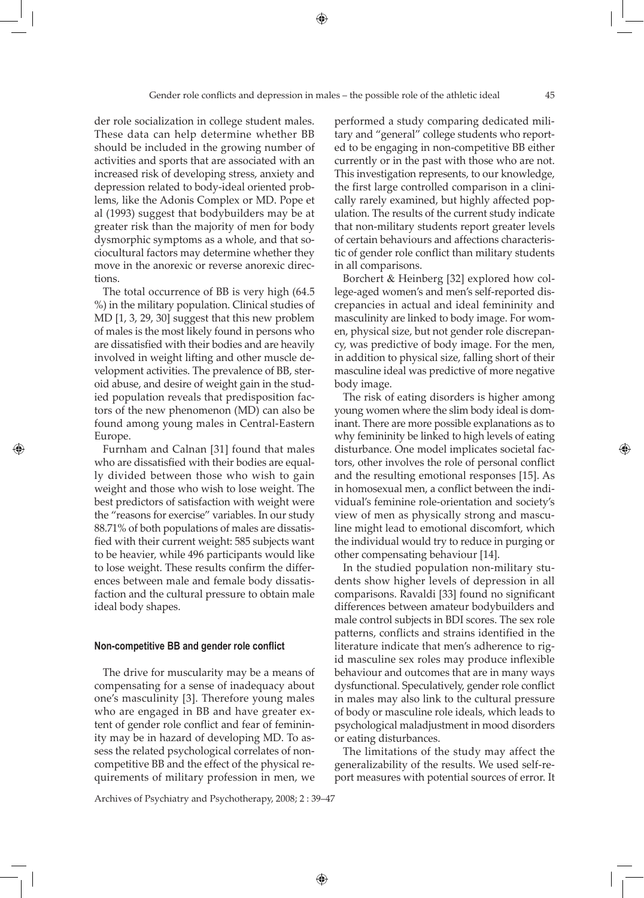der role socialization in college student males. These data can help determine whether BB should be included in the growing number of activities and sports that are associated with an increased risk of developing stress, anxiety and depression related to body-ideal oriented problems, like the Adonis Complex or MD. Pope et al (1993) suggest that bodybuilders may be at greater risk than the majority of men for body dysmorphic symptoms as a whole, and that sociocultural factors may determine whether they move in the anorexic or reverse anorexic directions.

The total occurrence of BB is very high (64.5 %) in the military population. Clinical studies of MD [1, 3, 29, 30] suggest that this new problem of males is the most likely found in persons who are dissatisfied with their bodies and are heavily involved in weight lifting and other muscle development activities. The prevalence of BB, steroid abuse, and desire of weight gain in the studied population reveals that predisposition factors of the new phenomenon (MD) can also be found among young males in Central-Eastern Europe.

Furnham and Calnan [31] found that males who are dissatisfied with their bodies are equally divided between those who wish to gain weight and those who wish to lose weight. The best predictors of satisfaction with weight were the "reasons for exercise" variables. In our study 88.71% of both populations of males are dissatisfied with their current weight: 585 subjects want to be heavier, while 496 participants would like to lose weight. These results confirm the differences between male and female body dissatisfaction and the cultural pressure to obtain male ideal body shapes.

#### Non-competitive BB and gender role conflict

The drive for muscularity may be a means of compensating for a sense of inadequacy about one's masculinity [3]. Therefore young males who are engaged in BB and have greater extent of gender role conflict and fear of femininity may be in hazard of developing MD. To assess the related psychological correlates of non-competitive BB and the effect of the physical requirements of military profession in men, we performed a study comparing dedicated military and "general" college students who reported to be engaging in non-competitive BB either currently or in the past with those who are not. This investigation represents, to our knowledge, the first large controlled comparison in a clinically rarely examined, but highly affected population. The results of the current study indicate that non-military students report greater levels of certain behaviours and affections characteristic of gender role conflict than military students in all comparisons.

Borchert & Heinberg [32] explored how college-aged women's and men's self-reported discrepancies in actual and ideal femininity and masculinity are linked to body image. For women, physical size, but not gender role discrepancy, was predictive of body image. For the men, in addition to physical size, falling short of their masculine ideal was predictive of more negative body image.

The risk of eating disorders is higher among young women where the slim body ideal is dominant. There are more possible explanations as to why femininity be linked to high levels of eating disturbance. One model implicates societal factors, other involves the role of personal conflict and the resulting emotional responses [15]. As in homosexual men, a conflict between the individual's feminine role-orientation and society's view of men as physically strong and masculine might lead to emotional discomfort, which the individual would try to reduce in purging or other compensating behaviour [14].

In the studied population non-military students show higher levels of depression in all comparisons. Ravaldi [33] found no significant differences between amateur bodybuilders and male control subjects in BDI scores. The sex role patterns, conflicts and strains identified in the literature indicate that men's adherence to rigid masculine sex roles may produce inflexible behaviour and outcomes that are in many ways dysfunctional. Speculatively, gender role conflict in males may also link to the cultural pressure of body or masculine role ideals, which leads to psychological maladjustment in mood disorders or eating disturbances.

The limitations of the study may affect the generalizability of the results. We used self-report measures with potential sources of error. It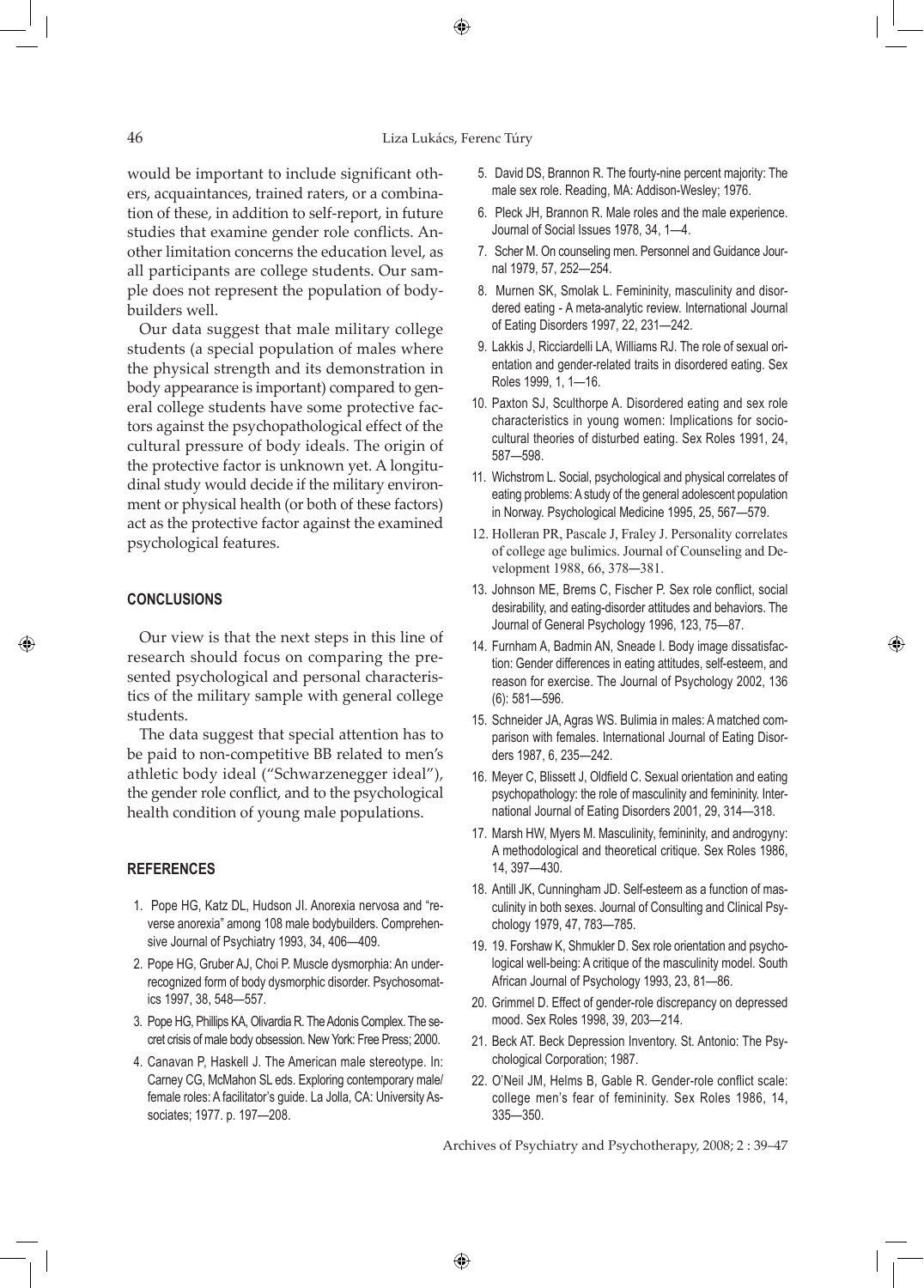would be important to include significant others, acquaintances, trained raters, or a combination of these, in addition to self-report, in future studies that examine gender role conflicts. Another limitation concerns the education level, as all participants are college students. Our sample does not represent the population of bodybuilders well.

Our data suggest that male military college students (a special population of males where the physical strength and its demonstration in body appearance is important) compared to general college students have some protective factors against the psychopathological effect of the cultural pressure of body ideals. The origin of the protective factor is unknown yet. A longitudinal study would decide if the military environment or physical health (or both of these factors) act as the protective factor against the examined psychological features.

## CONCLUSIONS

Our view is that the next steps in this line of research should focus on comparing the presented psychological and personal characteristics of the military sample with general college students.

The data suggest that special attention has to be paid to non-competitive BB related to men's athletic body ideal ("Schwarzenegger ideal"), the gender role conflict, and to the psychological health condition of young male populations.

## REFERENCES

1. Pope HG, Katz DL, Hudson JI. Anorexia nervosa and "reverse anorexia" among 108 male bodybuilders. Comprehensive Journal of Psychiatry 1993, 34, 406—409.
2. Pope HG, Gruber AJ, Choi P. Muscle dysmorphia: An underrecognized form of body dysmorphic disorder. Psychosomatics 1997, 38, 548—557.
3. Pope HG, Phillips KA, Olivardia R. The Adonis Complex. The secret crisis of male body obsession. New York: Free Press; 2000.
4. Canavan P, Haskell J. The American male stereotype. In: Carney CG, McMahon SL eds. Exploring contemporary male/female roles: A facilitator's guide. La Jolla, CA: University Associates; 1977. p. 197—208.
5. David DS, Brannon R. The fourty-nine percent majority: The male sex role. Reading, MA: Addison-Wesley; 1976.
6. Pleck JH, Brannon R. Male roles and the male experience. Journal of Social Issues 1978, 34, 1—4.
7. Scher M. On counseling men. Personnel and Guidance Journal 1979, 57, 252—254.
8. Murnen SK, Smolak L. Femininity, masculinity and disordered eating - A meta-analytic review. International Journal of Eating Disorders 1997, 22, 231—242.
9. Lakkis J, Ricciardelli LA, Williams RJ. The role of sexual orientation and gender-related traits in disordered eating. Sex Roles 1999, 1, 1—16.
10. Paxton SJ, Sculthorpe A. Disordered eating and sex role characteristics in young women: Implications for sociocultural theories of disturbed eating. Sex Roles 1991, 24, 587—598.
11. Wichstrom L. Social, psychological and physical correlates of eating problems: A study of the general adolescent population in Norway. Psychological Medicine 1995, 25, 567—579.
12. Holleran PR, Pascale J, Fraley J. Personality correlates of college age bulimics. Journal of Counseling and Development 1988, 66, 378—381.
13. Johnson ME, Brems C, Fischer P. Sex role conflict, social desirability, and eating-disorder attitudes and behaviors. The Journal of General Psychology 1996, 123, 75—87.
14. Furnham A, Badmin AN, Sneade I. Body image dissatisfaction: Gender differences in eating attitudes, self-esteem, and reason for exercise. The Journal of Psychology 2002, 136 (6): 581—596.
15. Schneider JA, Agras WS. Bulimia in males: A matched comparison with females. International Journal of Eating Disorders 1987, 6, 235—242.
16. Meyer C, Blissett J, Oldfield C. Sexual orientation and eating psychopathology: the role of masculinity and femininity. International Journal of Eating Disorders 2001, 29, 314—318.
17. Marsh HW, Myers M. Masculinity, femininity, and androgyny: A methodological and theoretical critique. Sex Roles 1986, 14, 397—430.
18. Antill JK, Cunningham JD. Self-esteem as a function of masculinity in both sexes. Journal of Consulting and Clinical Psychology 1979, 47, 783—785.
19. 19. Forshaw K, Shmukler D. Sex role orientation and psychological well-being: A critique of the masculinity model. South African Journal of Psychology 1993, 23, 81—86.
20. Grimmel D. Effect of gender-role discrepancy on depressed mood. Sex Roles 1998, 39, 203—214.
21. Beck AT. Beck Depression Inventory. St. Antonio: The Psychological Corporation; 1987.
22. O'Neil JM, Helms B, Gable R. Gender-role conflict scale: college men's fear of femininity. Sex Roles 1986, 14, 335—350.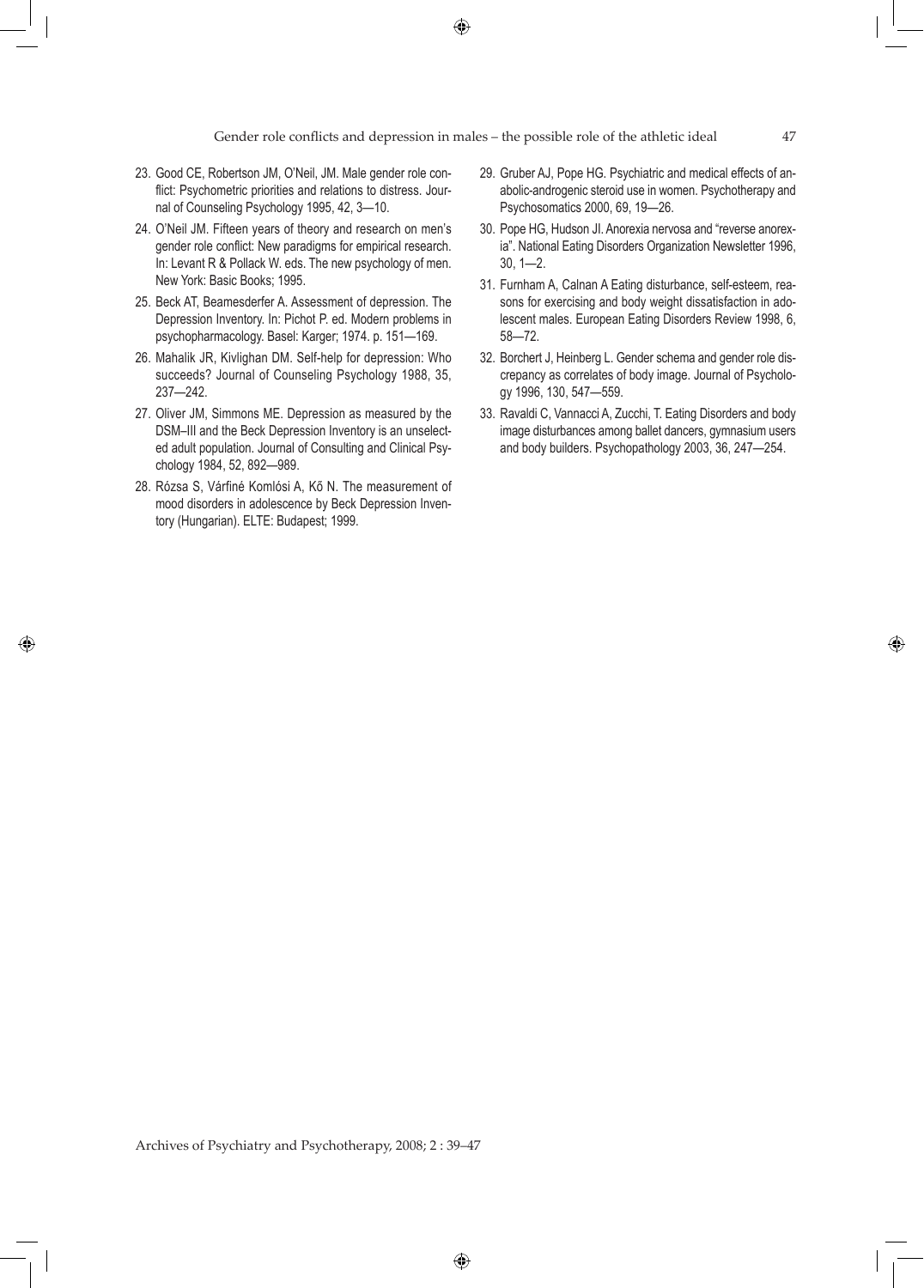23. Good CE, Robertson JM, O'Neil, JM. Male gender role conflict: Psychometric priorities and relations to distress. Journal of Counseling Psychology 1995, 42, 3—10.
24. O'Neil JM. Fifteen years of theory and research on men's gender role conflict: New paradigms for empirical research. In: Levant R & Pollack W. eds. The new psychology of men. New York: Basic Books; 1995.
25. Beck AT, Beamesderfer A. Assessment of depression. The Depression Inventory. In: Pichot P. ed. Modern problems in psychopharmacology. Basel: Karger; 1974. p. 151—169.
26. Mahalik JR, Kivlighan DM. Self-help for depression: Who succeeds? Journal of Counseling Psychology 1988, 35, 237—242.
27. Oliver JM, Simmons ME. Depression as measured by the DSM–III and the Beck Depression Inventory is an unselected adult population. Journal of Consulting and Clinical Psychology 1984, 52, 892—989.
28. Rózsa S, Várfiné Komlósi A, Kő N. The measurement of mood disorders in adolescence by Beck Depression Inventory (Hungarian). ELTE: Budapest; 1999.
29. Gruber AJ, Pope HG. Psychiatric and medical effects of anabolic-androgenic steroid use in women. Psychotherapy and Psychosomatics 2000, 69, 19—26.
30. Pope HG, Hudson JI. Anorexia nervosa and "reverse anorexia". National Eating Disorders Organization Newsletter 1996, 30, 1—2.
31. Furnham A, Calnan A Eating disturbance, self-esteem, reasons for exercising and body weight dissatisfaction in adolescent males. European Eating Disorders Review 1998, 6, 58—72.
32. Borchert J, Heinberg L. Gender schema and gender role discrepancy as correlates of body image. Journal of Psychology 1996, 130, 547—559.
33. Ravaldi C, Vannacci A, Zucchi, T. Eating Disorders and body image disturbances among ballet dancers, gymnasium users and body builders. Psychopathology 2003, 36, 247—254.